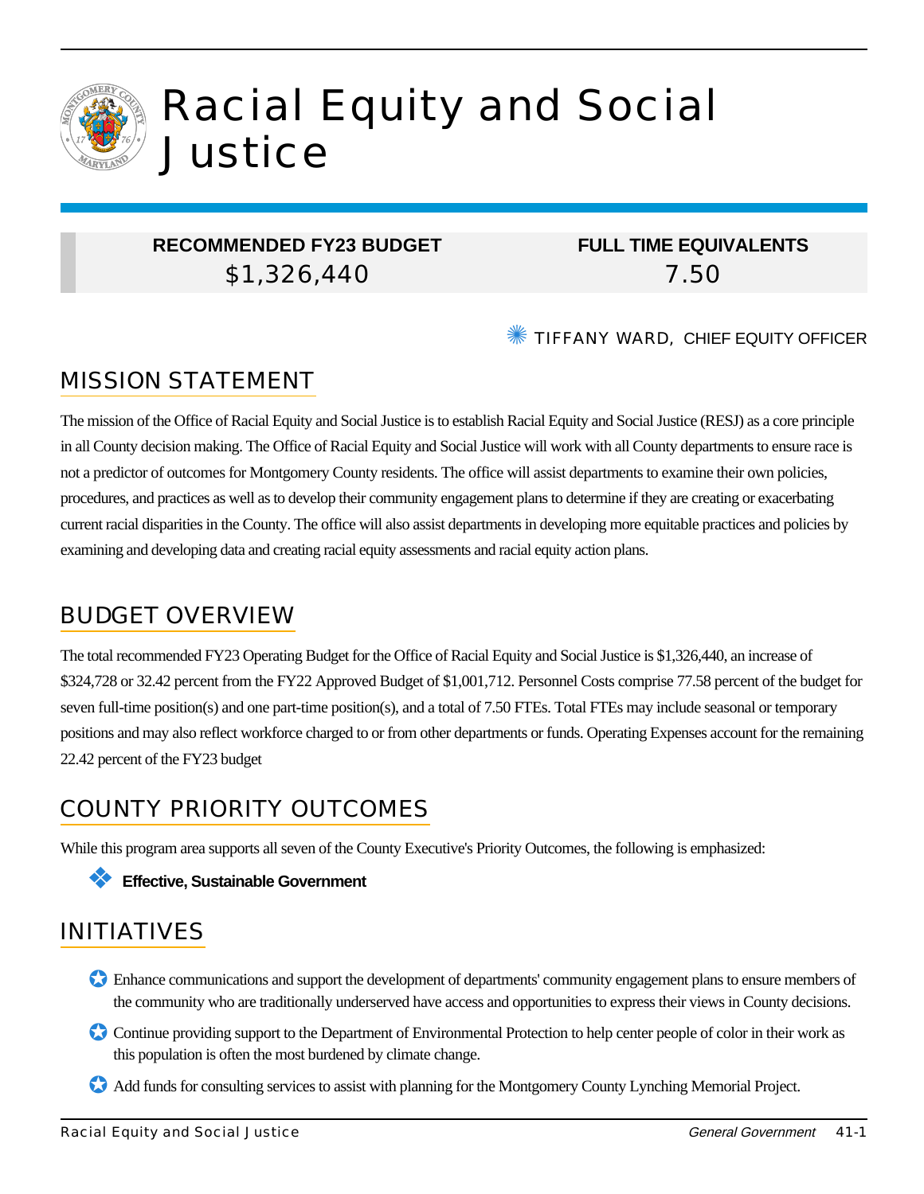# Racial Equity and Social Justice

| RECOMMENDED FY23 BUDGET | FULL TIME EQUIVALENTS |
| --- | --- |
| $1,326,440 | 7.50 |

TIFFANY WARD, CHIEF EQUITY OFFICER

## MISSION STATEMENT

The mission of the Office of Racial Equity and Social Justice is to establish Racial Equity and Social Justice (RESJ) as a core principle in all County decision making. The Office of Racial Equity and Social Justice will work with all County departments to ensure race is not a predictor of outcomes for Montgomery County residents. The office will assist departments to examine their own policies, procedures, and practices as well as to develop their community engagement plans to determine if they are creating or exacerbating current racial disparities in the County. The office will also assist departments in developing more equitable practices and policies by examining and developing data and creating racial equity assessments and racial equity action plans.

## BUDGET OVERVIEW

The total recommended FY23 Operating Budget for the Office of Racial Equity and Social Justice is $1,326,440, an increase of $324,728 or 32.42 percent from the FY22 Approved Budget of $1,001,712. Personnel Costs comprise 77.58 percent of the budget for seven full-time position(s) and one part-time position(s), and a total of 7.50 FTEs. Total FTEs may include seasonal or temporary positions and may also reflect workforce charged to or from other departments or funds. Operating Expenses account for the remaining 22.42 percent of the FY23 budget

## COUNTY PRIORITY OUTCOMES

While this program area supports all seven of the County Executive's Priority Outcomes, the following is emphasized:

- **Effective, Sustainable Government**

## INITIATIVES

- Enhance communications and support the development of departments' community engagement plans to ensure members of the community who are traditionally underserved have access and opportunities to express their views in County decisions.
- Continue providing support to the Department of Environmental Protection to help center people of color in their work as this population is often the most burdened by climate change.
- Add funds for consulting services to assist with planning for the Montgomery County Lynching Memorial Project.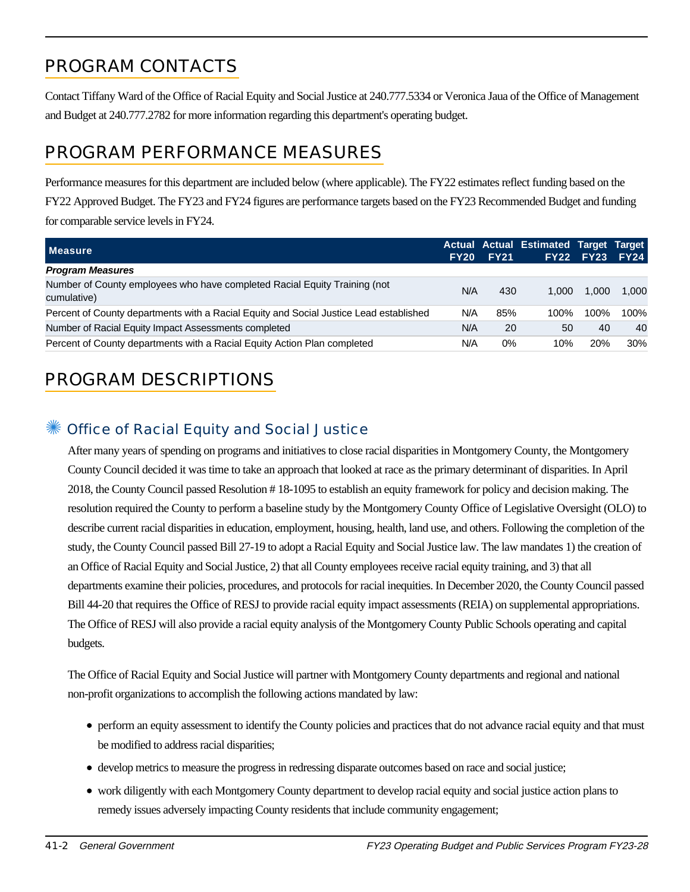## PROGRAM CONTACTS

Contact Tiffany Ward of the Office of Racial Equity and Social Justice at 240.777.5334 or Veronica Jaua of the Office of Management and Budget at 240.777.2782 for more information regarding this department's operating budget.

## PROGRAM PERFORMANCE MEASURES

Performance measures for this department are included below (where applicable). The FY22 estimates reflect funding based on the FY22 Approved Budget. The FY23 and FY24 figures are performance targets based on the FY23 Recommended Budget and funding for comparable service levels in FY24.

| Measure | Actual FY20 | Actual FY21 | Estimated FY22 | Target FY23 | Target FY24 |
|---|---|---|---|---|---|
| ***Program Measures*** | | | | | |
| Number of County employees who have completed Racial Equity Training (not cumulative) | N/A | 430 | 1,000 | 1,000 | 1,000 |
| Percent of County departments with a Racial Equity and Social Justice Lead established | N/A | 85% | 100% | 100% | 100% |
| Number of Racial Equity Impact Assessments completed | N/A | 20 | 50 | 40 | 40 |
| Percent of County departments with a Racial Equity Action Plan completed | N/A | 0% | 10% | 20% | 30% |

## PROGRAM DESCRIPTIONS

### Office of Racial Equity and Social Justice

After many years of spending on programs and initiatives to close racial disparities in Montgomery County, the Montgomery County Council decided it was time to take an approach that looked at race as the primary determinant of disparities. In April 2018, the County Council passed Resolution # 18-1095 to establish an equity framework for policy and decision making. The resolution required the County to perform a baseline study by the Montgomery County Office of Legislative Oversight (OLO) to describe current racial disparities in education, employment, housing, health, land use, and others. Following the completion of the study, the County Council passed Bill 27-19 to adopt a Racial Equity and Social Justice law. The law mandates 1) the creation of an Office of Racial Equity and Social Justice, 2) that all County employees receive racial equity training, and 3) that all departments examine their policies, procedures, and protocols for racial inequities. In December 2020, the County Council passed Bill 44-20 that requires the Office of RESJ to provide racial equity impact assessments (REIA) on supplemental appropriations. The Office of RESJ will also provide a racial equity analysis of the Montgomery County Public Schools operating and capital budgets.

The Office of Racial Equity and Social Justice will partner with Montgomery County departments and regional and national non-profit organizations to accomplish the following actions mandated by law:

- perform an equity assessment to identify the County policies and practices that do not advance racial equity and that must be modified to address racial disparities;
- develop metrics to measure the progress in redressing disparate outcomes based on race and social justice;
- work diligently with each Montgomery County department to develop racial equity and social justice action plans to remedy issues adversely impacting County residents that include community engagement;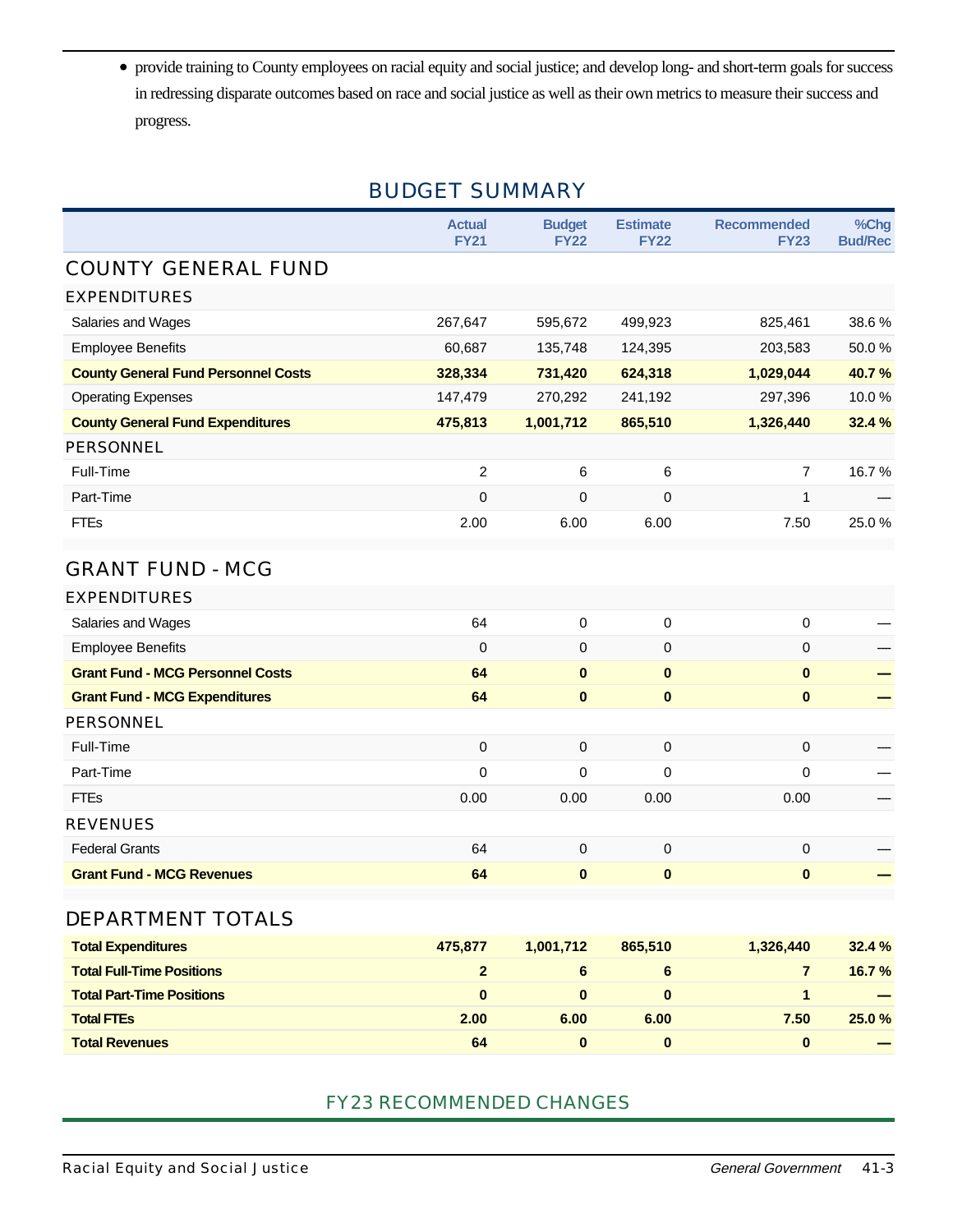- provide training to County employees on racial equity and social justice; and develop long- and short-term goals for success in redressing disparate outcomes based on race and social justice as well as their own metrics to measure their success and progress.

## BUDGET SUMMARY

| | Actual FY21 | Budget FY22 | Estimate FY22 | Recommended FY23 | %Chg Bud/Rec |
|---|---|---|---|---|---|
| **COUNTY GENERAL FUND** | | | | | |
| **EXPENDITURES** | | | | | |
| Salaries and Wages | 267,647 | 595,672 | 499,923 | 825,461 | 38.6 % |
| Employee Benefits | 60,687 | 135,748 | 124,395 | 203,583 | 50.0 % |
| **County General Fund Personnel Costs** | **328,334** | **731,420** | **624,318** | **1,029,044** | **40.7 %** |
| Operating Expenses | 147,479 | 270,292 | 241,192 | 297,396 | 10.0 % |
| **County General Fund Expenditures** | **475,813** | **1,001,712** | **865,510** | **1,326,440** | **32.4 %** |
| **PERSONNEL** | | | | | |
| Full-Time | 2 | 6 | 6 | 7 | 16.7 % |
| Part-Time | 0 | 0 | 0 | 1 | — |
| FTEs | 2.00 | 6.00 | 6.00 | 7.50 | 25.0 % |
| **GRANT FUND - MCG** | | | | | |
| **EXPENDITURES** | | | | | |
| Salaries and Wages | 64 | 0 | 0 | 0 | — |
| Employee Benefits | 0 | 0 | 0 | 0 | — |
| **Grant Fund - MCG Personnel Costs** | **64** | **0** | **0** | **0** | **—** |
| **Grant Fund - MCG Expenditures** | **64** | **0** | **0** | **0** | **—** |
| **PERSONNEL** | | | | | |
| Full-Time | 0 | 0 | 0 | 0 | — |
| Part-Time | 0 | 0 | 0 | 0 | — |
| FTEs | 0.00 | 0.00 | 0.00 | 0.00 | — |
| **REVENUES** | | | | | |
| Federal Grants | 64 | 0 | 0 | 0 | — |
| **Grant Fund - MCG Revenues** | **64** | **0** | **0** | **0** | **—** |
| **DEPARTMENT TOTALS** | | | | | |
| **Total Expenditures** | **475,877** | **1,001,712** | **865,510** | **1,326,440** | **32.4 %** |
| **Total Full-Time Positions** | **2** | **6** | **6** | **7** | **16.7 %** |
| **Total Part-Time Positions** | **0** | **0** | **0** | **1** | **—** |
| **Total FTEs** | **2.00** | **6.00** | **6.00** | **7.50** | **25.0 %** |
| **Total Revenues** | **64** | **0** | **0** | **0** | **—** |

## FY23 RECOMMENDED CHANGES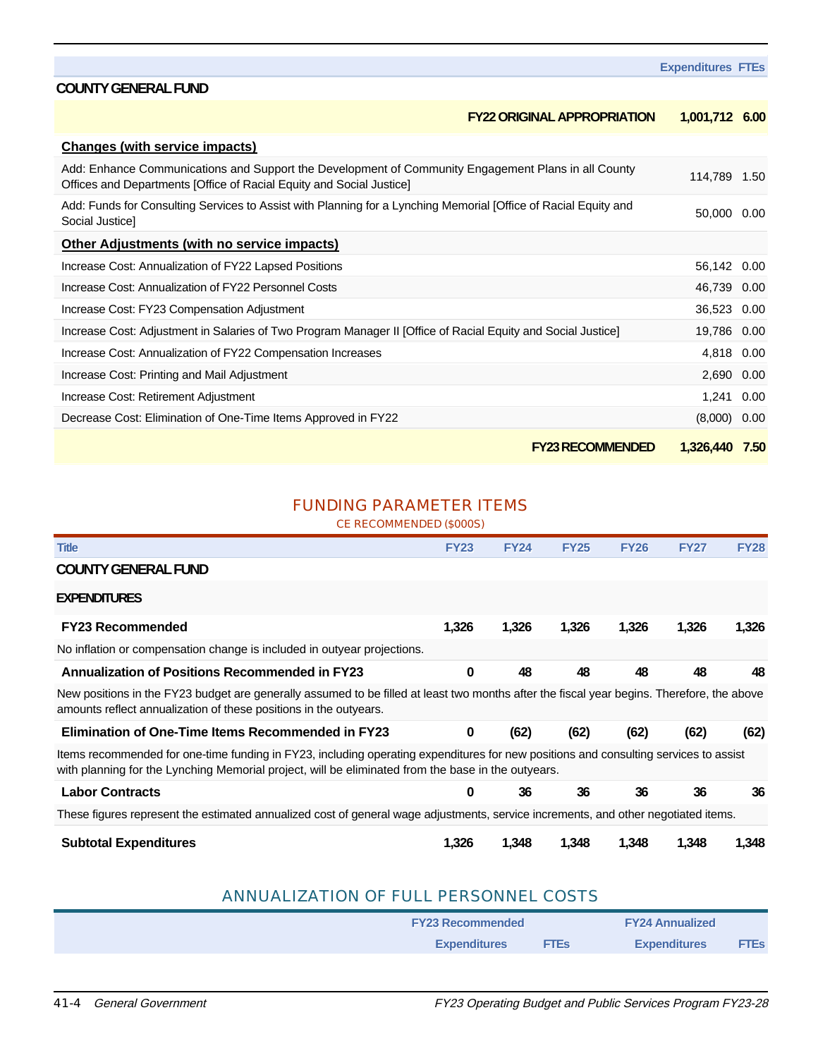| | Expenditures | FTEs |
|---|---|---|
| **COUNTY GENERAL FUND** | | |
| **FY22 ORIGINAL APPROPRIATION** | **1,001,712** | **6.00** |
| **Changes (with service impacts)** | | |
| Add: Enhance Communications and Support the Development of Community Engagement Plans in all County Offices and Departments [Office of Racial Equity and Social Justice] | 114,789 | 1.50 |
| Add: Funds for Consulting Services to Assist with Planning for a Lynching Memorial [Office of Racial Equity and Social Justice] | 50,000 | 0.00 |
| **Other Adjustments (with no service impacts)** | | |
| Increase Cost: Annualization of FY22 Lapsed Positions | 56,142 | 0.00 |
| Increase Cost: Annualization of FY22 Personnel Costs | 46,739 | 0.00 |
| Increase Cost: FY23 Compensation Adjustment | 36,523 | 0.00 |
| Increase Cost: Adjustment in Salaries of Two Program Manager II [Office of Racial Equity and Social Justice] | 19,786 | 0.00 |
| Increase Cost: Annualization of FY22 Compensation Increases | 4,818 | 0.00 |
| Increase Cost: Printing and Mail Adjustment | 2,690 | 0.00 |
| Increase Cost: Retirement Adjustment | 1,241 | 0.00 |
| Decrease Cost: Elimination of One-Time Items Approved in FY22 | (8,000) | 0.00 |
| **FY23 RECOMMENDED** | **1,326,440** | **7.50** |

## FUNDING PARAMETER ITEMS

CE RECOMMENDED ($000S)

| Title | FY23 | FY24 | FY25 | FY26 | FY27 | FY28 |
|---|---|---|---|---|---|---|
| **COUNTY GENERAL FUND** | | | | | | |
| **EXPENDITURES** | | | | | | |
| **FY23 Recommended** | **1,326** | **1,326** | **1,326** | **1,326** | **1,326** | **1,326** |
| No inflation or compensation change is included in outyear projections. | | | | | | |
| **Annualization of Positions Recommended in FY23** | **0** | **48** | **48** | **48** | **48** | **48** |
| New positions in the FY23 budget are generally assumed to be filled at least two months after the fiscal year begins. Therefore, the above amounts reflect annualization of these positions in the outyears. | | | | | | |
| **Elimination of One-Time Items Recommended in FY23** | **0** | **(62)** | **(62)** | **(62)** | **(62)** | **(62)** |
| Items recommended for one-time funding in FY23, including operating expenditures for new positions and consulting services to assist with planning for the Lynching Memorial project, will be eliminated from the base in the outyears. | | | | | | |
| **Labor Contracts** | **0** | **36** | **36** | **36** | **36** | **36** |
| These figures represent the estimated annualized cost of general wage adjustments, service increments, and other negotiated items. | | | | | | |
| **Subtotal Expenditures** | **1,326** | **1,348** | **1,348** | **1,348** | **1,348** | **1,348** |

## ANNUALIZATION OF FULL PERSONNEL COSTS

| | FY23 Recommended | | FY24 Annualized | |
|---|---|---|---|---|
| | Expenditures | FTEs | Expenditures | FTEs |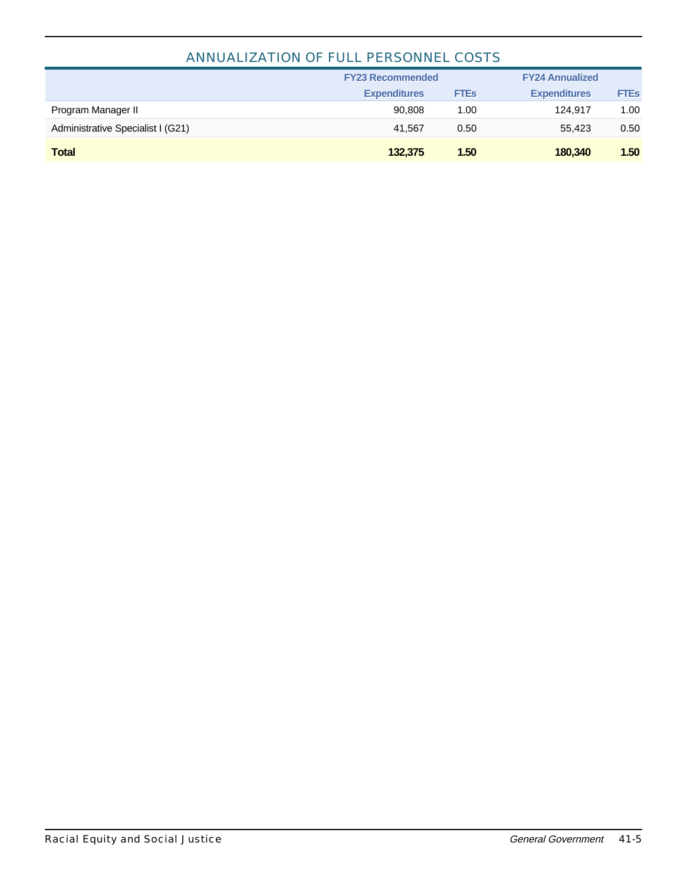## ANNUALIZATION OF FULL PERSONNEL COSTS

| | FY23 Recommended | | FY24 Annualized | |
|---|---|---|---|---|
| | Expenditures | FTEs | Expenditures | FTEs |
| Program Manager II | 90,808 | 1.00 | 124,917 | 1.00 |
| Administrative Specialist I (G21) | 41,567 | 0.50 | 55,423 | 0.50 |
| **Total** | **132,375** | **1.50** | **180,340** | **1.50** |